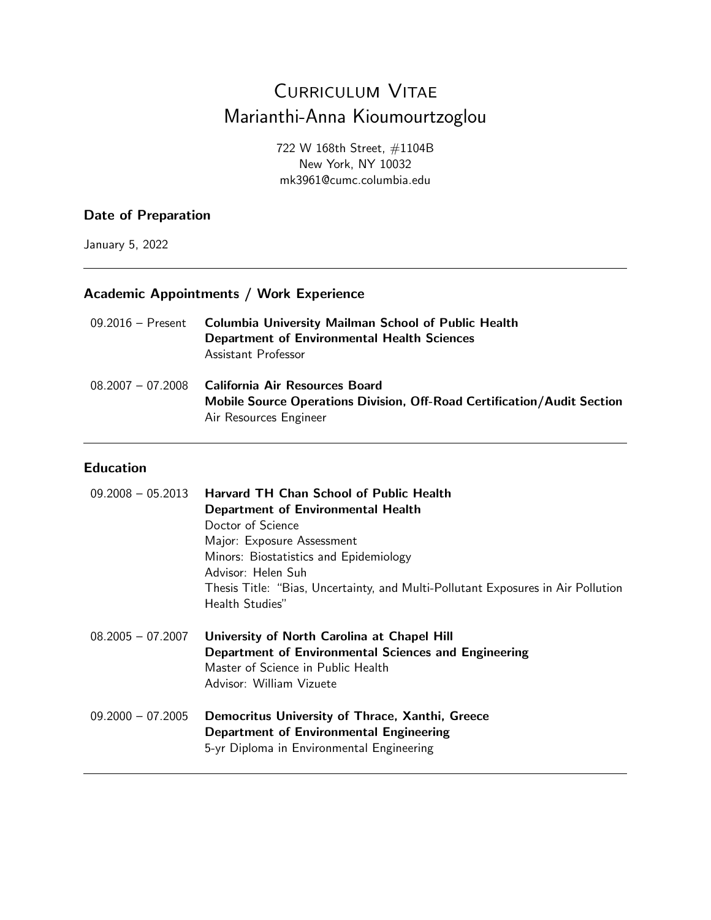# Curriculum Vitae
# Marianthi-Anna Kioumourtzoglou

722 W 168th Street, #1104B
New York, NY 10032
mk3961@cumc.columbia.edu

### Date of Preparation

January 5, 2022

---

### Academic Appointments / Work Experience

09.2016 – Present **Columbia University Mailman School of Public Health**
**Department of Environmental Health Sciences**
Assistant Professor

08.2007 – 07.2008 **California Air Resources Board**
**Mobile Source Operations Division, Off-Road Certification/Audit Section**
Air Resources Engineer

---

### Education

09.2008 – 05.2013 **Harvard TH Chan School of Public Health**
**Department of Environmental Health**
Doctor of Science
Major: Exposure Assessment
Minors: Biostatistics and Epidemiology
Advisor: Helen Suh
Thesis Title: "Bias, Uncertainty, and Multi-Pollutant Exposures in Air Pollution Health Studies"

08.2005 – 07.2007 **University of North Carolina at Chapel Hill**
**Department of Environmental Sciences and Engineering**
Master of Science in Public Health
Advisor: William Vizuete

09.2000 – 07.2005 **Democritus University of Thrace, Xanthi, Greece**
**Department of Environmental Engineering**
5-yr Diploma in Environmental Engineering

---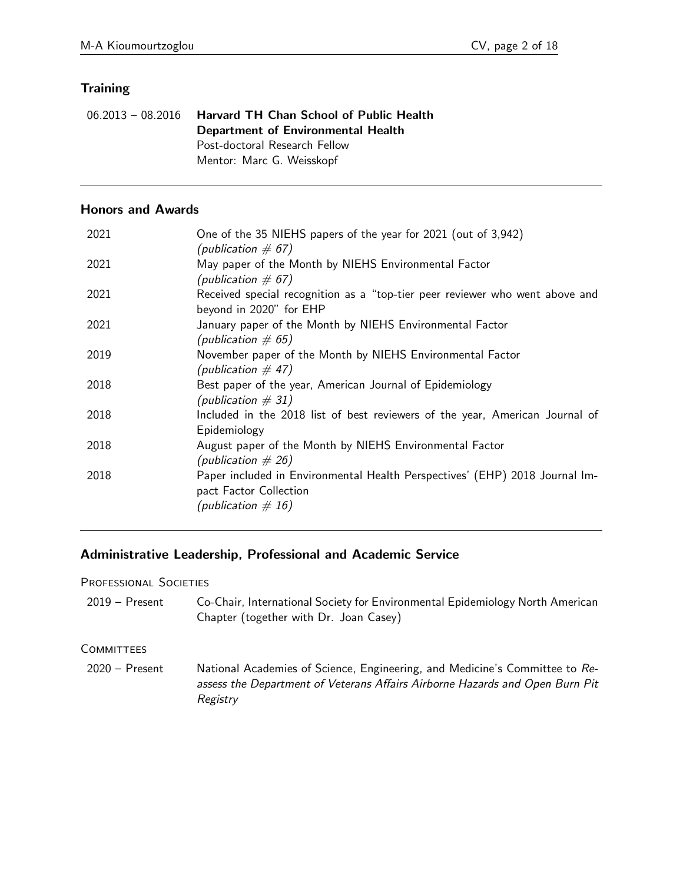## Training

06.2013 – 08.2016 **Harvard TH Chan School of Public Health**
**Department of Environmental Health**
Post-doctoral Research Fellow
Mentor: Marc G. Weisskopf

## Honors and Awards

| | |
|---|---|
| 2021 | One of the 35 NIEHS papers of the year for 2021 (out of 3,942) *(publication # 67)* |
| 2021 | May paper of the Month by NIEHS Environmental Factor *(publication # 67)* |
| 2021 | Received special recognition as a "top-tier peer reviewer who went above and beyond in 2020" for EHP |
| 2021 | January paper of the Month by NIEHS Environmental Factor *(publication # 65)* |
| 2019 | November paper of the Month by NIEHS Environmental Factor *(publication # 47)* |
| 2018 | Best paper of the year, American Journal of Epidemiology *(publication # 31)* |
| 2018 | Included in the 2018 list of best reviewers of the year, American Journal of Epidemiology |
| 2018 | August paper of the Month by NIEHS Environmental Factor *(publication # 26)* |
| 2018 | Paper included in Environmental Health Perspectives' (EHP) 2018 Journal Impact Factor Collection *(publication # 16)* |

## Administrative Leadership, Professional and Academic Service

### Professional Societies

2019 – Present Co-Chair, International Society for Environmental Epidemiology North American Chapter (together with Dr. Joan Casey)

### Committees

2020 – Present National Academies of Science, Engineering, and Medicine's Committee to *Reassess the Department of Veterans Affairs Airborne Hazards and Open Burn Pit Registry*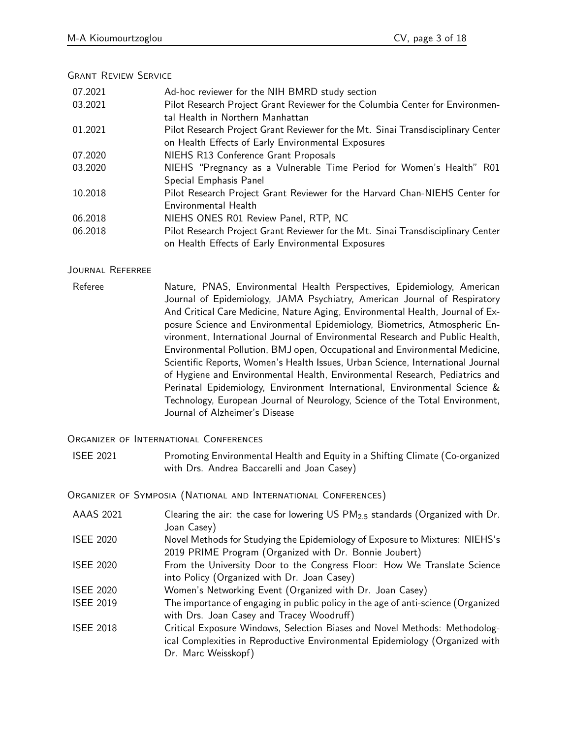### Grant Review Service

| | |
|---|---|
| 07.2021 | Ad-hoc reviewer for the NIH BMRD study section |
| 03.2021 | Pilot Research Project Grant Reviewer for the Columbia Center for Environmental Health in Northern Manhattan |
| 01.2021 | Pilot Research Project Grant Reviewer for the Mt. Sinai Transdisciplinary Center on Health Effects of Early Environmental Exposures |
| 07.2020 | NIEHS R13 Conference Grant Proposals |
| 03.2020 | NIEHS "Pregnancy as a Vulnerable Time Period for Women's Health" R01 Special Emphasis Panel |
| 10.2018 | Pilot Research Project Grant Reviewer for the Harvard Chan-NIEHS Center for Environmental Health |
| 06.2018 | NIEHS ONES R01 Review Panel, RTP, NC |
| 06.2018 | Pilot Research Project Grant Reviewer for the Mt. Sinai Transdisciplinary Center on Health Effects of Early Environmental Exposures |

### Journal Referree

| | |
|---|---|
| Referee | Nature, PNAS, Environmental Health Perspectives, Epidemiology, American Journal of Epidemiology, JAMA Psychiatry, American Journal of Respiratory And Critical Care Medicine, Nature Aging, Environmental Health, Journal of Exposure Science and Environmental Epidemiology, Biometrics, Atmospheric Environment, International Journal of Environmental Research and Public Health, Environmental Pollution, BMJ open, Occupational and Environmental Medicine, Scientific Reports, Women's Health Issues, Urban Science, International Journal of Hygiene and Environmental Health, Environmental Research, Pediatrics and Perinatal Epidemiology, Environment International, Environmental Science & Technology, European Journal of Neurology, Science of the Total Environment, Journal of Alzheimer's Disease |

### Organizer of International Conferences

| | |
|---|---|
| ISEE 2021 | Promoting Environmental Health and Equity in a Shifting Climate (Co-organized with Drs. Andrea Baccarelli and Joan Casey) |

### Organizer of Symposia (National and International Conferences)

| | |
|---|---|
| AAAS 2021 | Clearing the air: the case for lowering US $PM_{2.5}$ standards (Organized with Dr. Joan Casey) |
| ISEE 2020 | Novel Methods for Studying the Epidemiology of Exposure to Mixtures: NIEHS's 2019 PRIME Program (Organized with Dr. Bonnie Joubert) |
| ISEE 2020 | From the University Door to the Congress Floor: How We Translate Science into Policy (Organized with Dr. Joan Casey) |
| ISEE 2020 | Women's Networking Event (Organized with Dr. Joan Casey) |
| ISEE 2019 | The importance of engaging in public policy in the age of anti-science (Organized with Drs. Joan Casey and Tracey Woodruff) |
| ISEE 2018 | Critical Exposure Windows, Selection Biases and Novel Methods: Methodological Complexities in Reproductive Environmental Epidemiology (Organized with Dr. Marc Weisskopf) |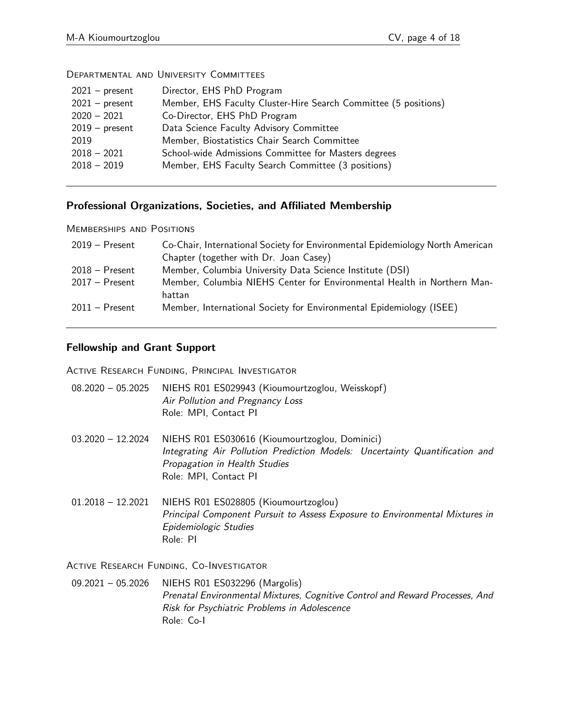#### Departmental and University Committees

| | |
|---|---|
| 2021 – present | Director, EHS PhD Program |
| 2021 – present | Member, EHS Faculty Cluster-Hire Search Committee (5 positions) |
| 2020 – 2021 | Co-Director, EHS PhD Program |
| 2019 – present | Data Science Faculty Advisory Committee |
| 2019 | Member, Biostatistics Chair Search Committee |
| 2018 – 2021 | School-wide Admissions Committee for Masters degrees |
| 2018 – 2019 | Member, EHS Faculty Search Committee (3 positions) |

## Professional Organizations, Societies, and Affiliated Membership

#### Memberships and Positions

| | |
|---|---|
| 2019 – Present | Co-Chair, International Society for Environmental Epidemiology North American Chapter (together with Dr. Joan Casey) |
| 2018 – Present | Member, Columbia University Data Science Institute (DSI) |
| 2017 – Present | Member, Columbia NIEHS Center for Environmental Health in Northern Manhattan |
| 2011 – Present | Member, International Society for Environmental Epidemiology (ISEE) |

## Fellowship and Grant Support

#### Active Research Funding, Principal Investigator

08.2020 – 05.2025 NIEHS R01 ES029943 (Kioumourtzoglou, Weisskopf)
*Air Pollution and Pregnancy Loss*
Role: MPI, Contact PI

03.2020 – 12.2024 NIEHS R01 ES030616 (Kioumourtzoglou, Dominici)
*Integrating Air Pollution Prediction Models: Uncertainty Quantification and Propagation in Health Studies*
Role: MPI, Contact PI

01.2018 – 12.2021 NIEHS R01 ES028805 (Kioumourtzoglou)
*Principal Component Pursuit to Assess Exposure to Environmental Mixtures in Epidemiologic Studies*
Role: PI

#### Active Research Funding, Co-Investigator

09.2021 – 05.2026 NIEHS R01 ES032296 (Margolis)
*Prenatal Environmental Mixtures, Cognitive Control and Reward Processes, And Risk for Psychiatric Problems in Adolescence*
Role: Co-I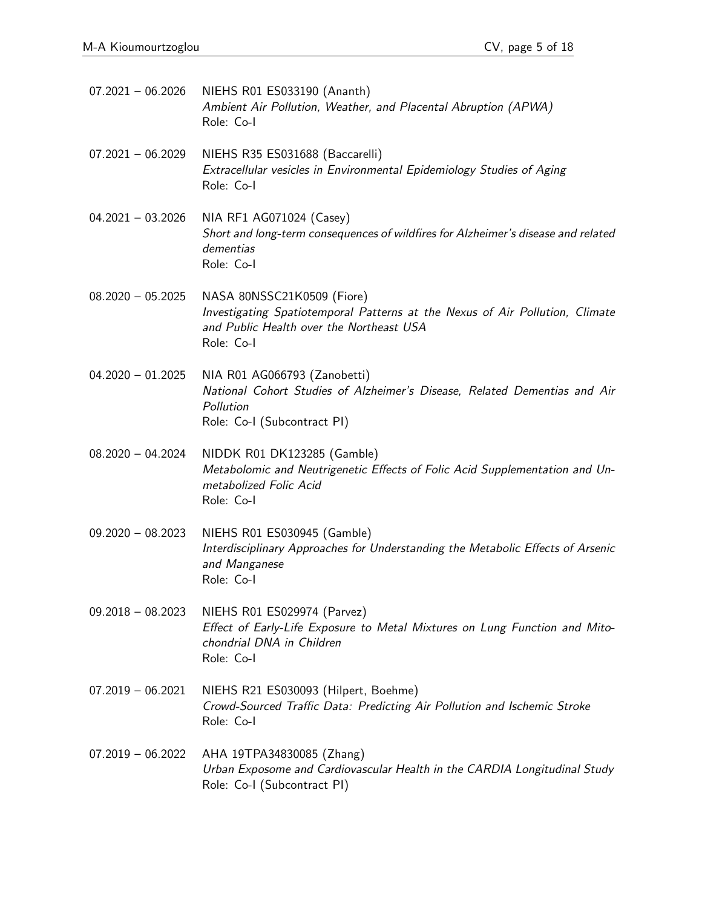07.2021 – 06.2026 NIEHS R01 ES033190 (Ananth)
*Ambient Air Pollution, Weather, and Placental Abruption (APWA)*
Role: Co-I

07.2021 – 06.2029 NIEHS R35 ES031688 (Baccarelli)
*Extracellular vesicles in Environmental Epidemiology Studies of Aging*
Role: Co-I

04.2021 – 03.2026 NIA RF1 AG071024 (Casey)
*Short and long-term consequences of wildfires for Alzheimer's disease and related dementias*
Role: Co-I

08.2020 – 05.2025 NASA 80NSSC21K0509 (Fiore)
*Investigating Spatiotemporal Patterns at the Nexus of Air Pollution, Climate and Public Health over the Northeast USA*
Role: Co-I

04.2020 – 01.2025 NIA R01 AG066793 (Zanobetti)
*National Cohort Studies of Alzheimer's Disease, Related Dementias and Air Pollution*
Role: Co-I (Subcontract PI)

08.2020 – 04.2024 NIDDK R01 DK123285 (Gamble)
*Metabolomic and Neutrigenetic Effects of Folic Acid Supplementation and Unmetabolized Folic Acid*
Role: Co-I

09.2020 – 08.2023 NIEHS R01 ES030945 (Gamble)
*Interdisciplinary Approaches for Understanding the Metabolic Effects of Arsenic and Manganese*
Role: Co-I

09.2018 – 08.2023 NIEHS R01 ES029974 (Parvez)
*Effect of Early-Life Exposure to Metal Mixtures on Lung Function and Mitochondrial DNA in Children*
Role: Co-I

07.2019 – 06.2021 NIEHS R21 ES030093 (Hilpert, Boehme)
*Crowd-Sourced Traffic Data: Predicting Air Pollution and Ischemic Stroke*
Role: Co-I

07.2019 – 06.2022 AHA 19TPA34830085 (Zhang)
*Urban Exposome and Cardiovascular Health in the CARDIA Longitudinal Study*
Role: Co-I (Subcontract PI)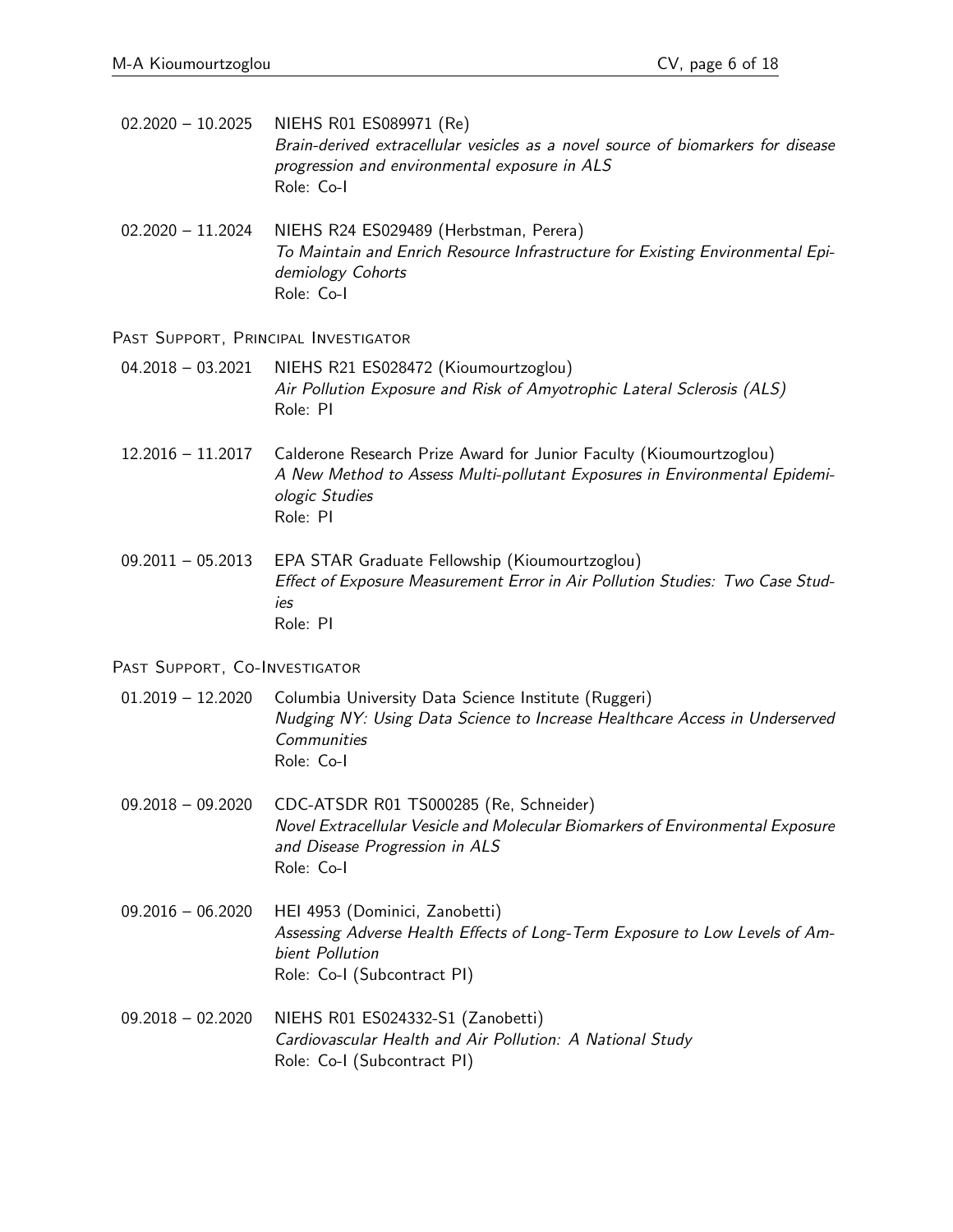02.2020 – 10.2025 NIEHS R01 ES089971 (Re)
*Brain-derived extracellular vesicles as a novel source of biomarkers for disease progression and environmental exposure in ALS*
Role: Co-I

02.2020 – 11.2024 NIEHS R24 ES029489 (Herbstman, Perera)
*To Maintain and Enrich Resource Infrastructure for Existing Environmental Epidemiology Cohorts*
Role: Co-I

### Past Support, Principal Investigator

04.2018 – 03.2021 NIEHS R21 ES028472 (Kioumourtzoglou)
*Air Pollution Exposure and Risk of Amyotrophic Lateral Sclerosis (ALS)*
Role: PI

12.2016 – 11.2017 Calderone Research Prize Award for Junior Faculty (Kioumourtzoglou)
*A New Method to Assess Multi-pollutant Exposures in Environmental Epidemiologic Studies*
Role: PI

09.2011 – 05.2013 EPA STAR Graduate Fellowship (Kioumourtzoglou)
*Effect of Exposure Measurement Error in Air Pollution Studies: Two Case Studies*
Role: PI

### Past Support, Co-Investigator

01.2019 – 12.2020 Columbia University Data Science Institute (Ruggeri)
*Nudging NY: Using Data Science to Increase Healthcare Access in Underserved Communities*
Role: Co-I

09.2018 – 09.2020 CDC-ATSDR R01 TS000285 (Re, Schneider)
*Novel Extracellular Vesicle and Molecular Biomarkers of Environmental Exposure and Disease Progression in ALS*
Role: Co-I

09.2016 – 06.2020 HEI 4953 (Dominici, Zanobetti)
*Assessing Adverse Health Effects of Long-Term Exposure to Low Levels of Ambient Pollution*
Role: Co-I (Subcontract PI)

09.2018 – 02.2020 NIEHS R01 ES024332-S1 (Zanobetti)
*Cardiovascular Health and Air Pollution: A National Study*
Role: Co-I (Subcontract PI)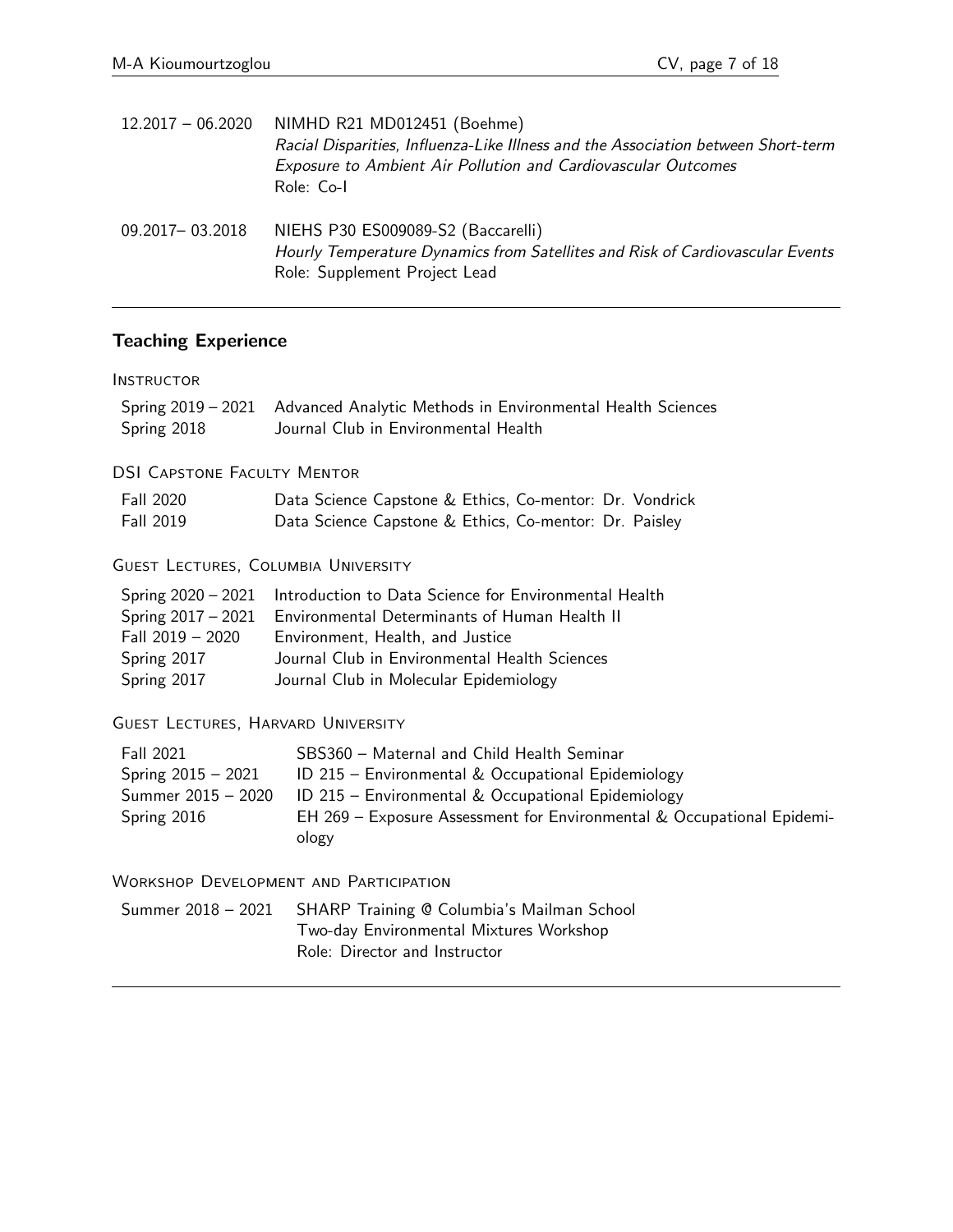12.2017 – 06.2020 NIMHD R21 MD012451 (Boehme)
*Racial Disparities, Influenza-Like Illness and the Association between Short-term Exposure to Ambient Air Pollution and Cardiovascular Outcomes*
Role: Co-I

09.2017– 03.2018 NIEHS P30 ES009089-S2 (Baccarelli)
*Hourly Temperature Dynamics from Satellites and Risk of Cardiovascular Events*
Role: Supplement Project Lead

## Teaching Experience

### Instructor

| | |
|---|---|
| Spring 2019 – 2021 | Advanced Analytic Methods in Environmental Health Sciences |
| Spring 2018 | Journal Club in Environmental Health |

### DSI Capstone Faculty Mentor

| | |
|---|---|
| Fall 2020 | Data Science Capstone & Ethics, Co-mentor: Dr. Vondrick |
| Fall 2019 | Data Science Capstone & Ethics, Co-mentor: Dr. Paisley |

### Guest Lectures, Columbia University

| | |
|---|---|
| Spring 2020 – 2021 | Introduction to Data Science for Environmental Health |
| Spring 2017 – 2021 | Environmental Determinants of Human Health II |
| Fall 2019 – 2020 | Environment, Health, and Justice |
| Spring 2017 | Journal Club in Environmental Health Sciences |
| Spring 2017 | Journal Club in Molecular Epidemiology |

### Guest Lectures, Harvard University

| | |
|---|---|
| Fall 2021 | SBS360 – Maternal and Child Health Seminar |
| Spring 2015 – 2021 | ID 215 – Environmental & Occupational Epidemiology |
| Summer 2015 – 2020 | ID 215 – Environmental & Occupational Epidemiology |
| Spring 2016 | EH 269 – Exposure Assessment for Environmental & Occupational Epidemiology |

### Workshop Development and Participation

Summer 2018 – 2021 SHARP Training @ Columbia's Mailman School
Two-day Environmental Mixtures Workshop
Role: Director and Instructor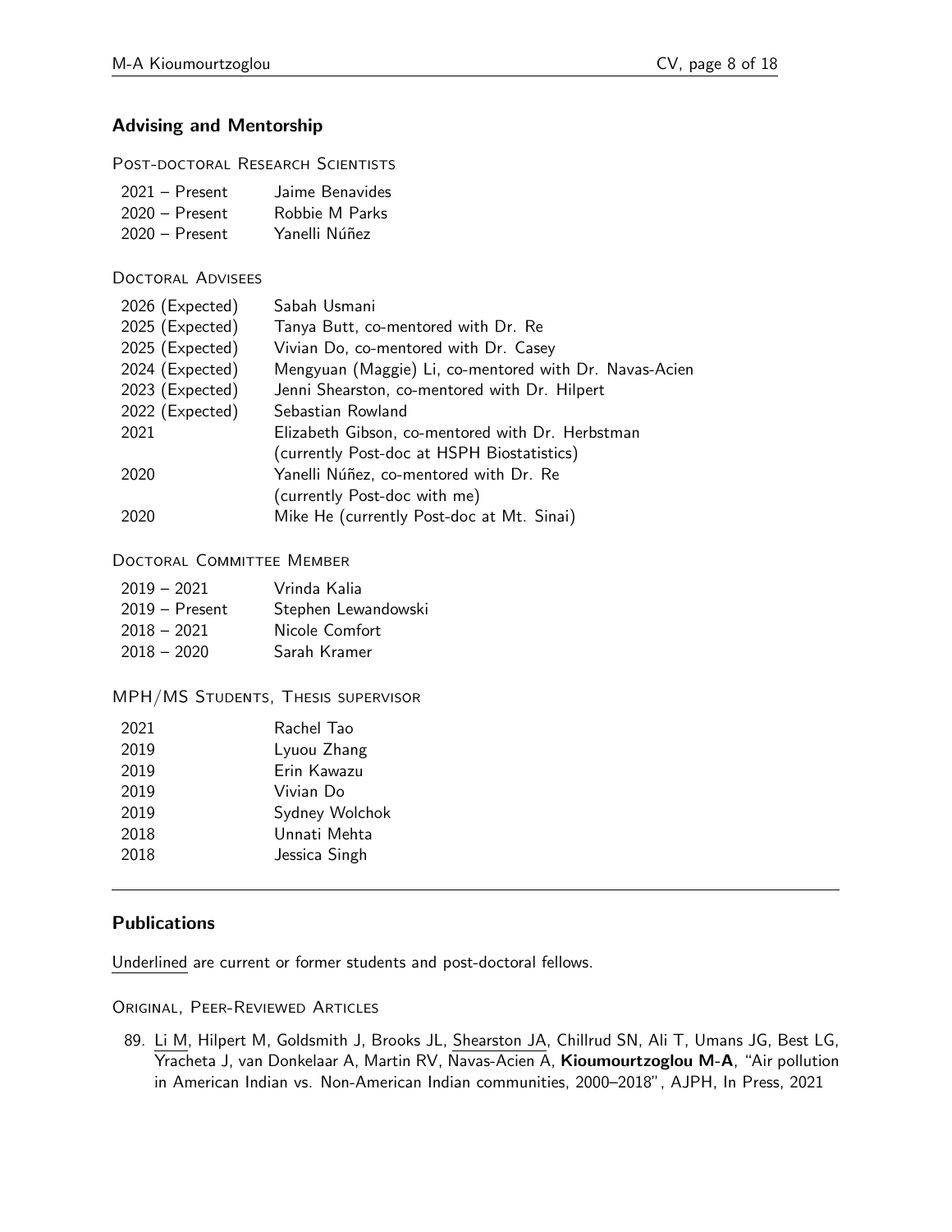## Advising and Mentorship

### Post-doctoral Research Scientists

| | |
|---|---|
| 2021 – Present | Jaime Benavides |
| 2020 – Present | Robbie M Parks |
| 2020 – Present | Yanelli Núñez |

### Doctoral Advisees

| | |
|---|---|
| 2026 (Expected) | Sabah Usmani |
| 2025 (Expected) | Tanya Butt, co-mentored with Dr. Re |
| 2025 (Expected) | Vivian Do, co-mentored with Dr. Casey |
| 2024 (Expected) | Mengyuan (Maggie) Li, co-mentored with Dr. Navas-Acien |
| 2023 (Expected) | Jenni Shearston, co-mentored with Dr. Hilpert |
| 2022 (Expected) | Sebastian Rowland |
| 2021 | Elizabeth Gibson, co-mentored with Dr. Herbstman (currently Post-doc at HSPH Biostatistics) |
| 2020 | Yanelli Núñez, co-mentored with Dr. Re (currently Post-doc with me) |
| 2020 | Mike He (currently Post-doc at Mt. Sinai) |

### Doctoral Committee Member

| | |
|---|---|
| 2019 – 2021 | Vrinda Kalia |
| 2019 – Present | Stephen Lewandowski |
| 2018 – 2021 | Nicole Comfort |
| 2018 – 2020 | Sarah Kramer |

### MPH/MS Students, Thesis supervisor

| | |
|---|---|
| 2021 | Rachel Tao |
| 2019 | Lyuou Zhang |
| 2019 | Erin Kawazu |
| 2019 | Vivian Do |
| 2019 | Sydney Wolchok |
| 2018 | Unnati Mehta |
| 2018 | Jessica Singh |

---

## Publications

<u>Underlined</u> are current or former students and post-doctoral fellows.

### Original, Peer-Reviewed Articles

89. <u>Li M</u>, Hilpert M, Goldsmith J, Brooks JL, <u>Shearston JA</u>, Chillrud SN, Ali T, Umans JG, Best LG, Yracheta J, van Donkelaar A, Martin RV, Navas-Acien A, **Kioumourtzoglou M-A**, "Air pollution in American Indian vs. Non-American Indian communities, 2000–2018", AJPH, In Press, 2021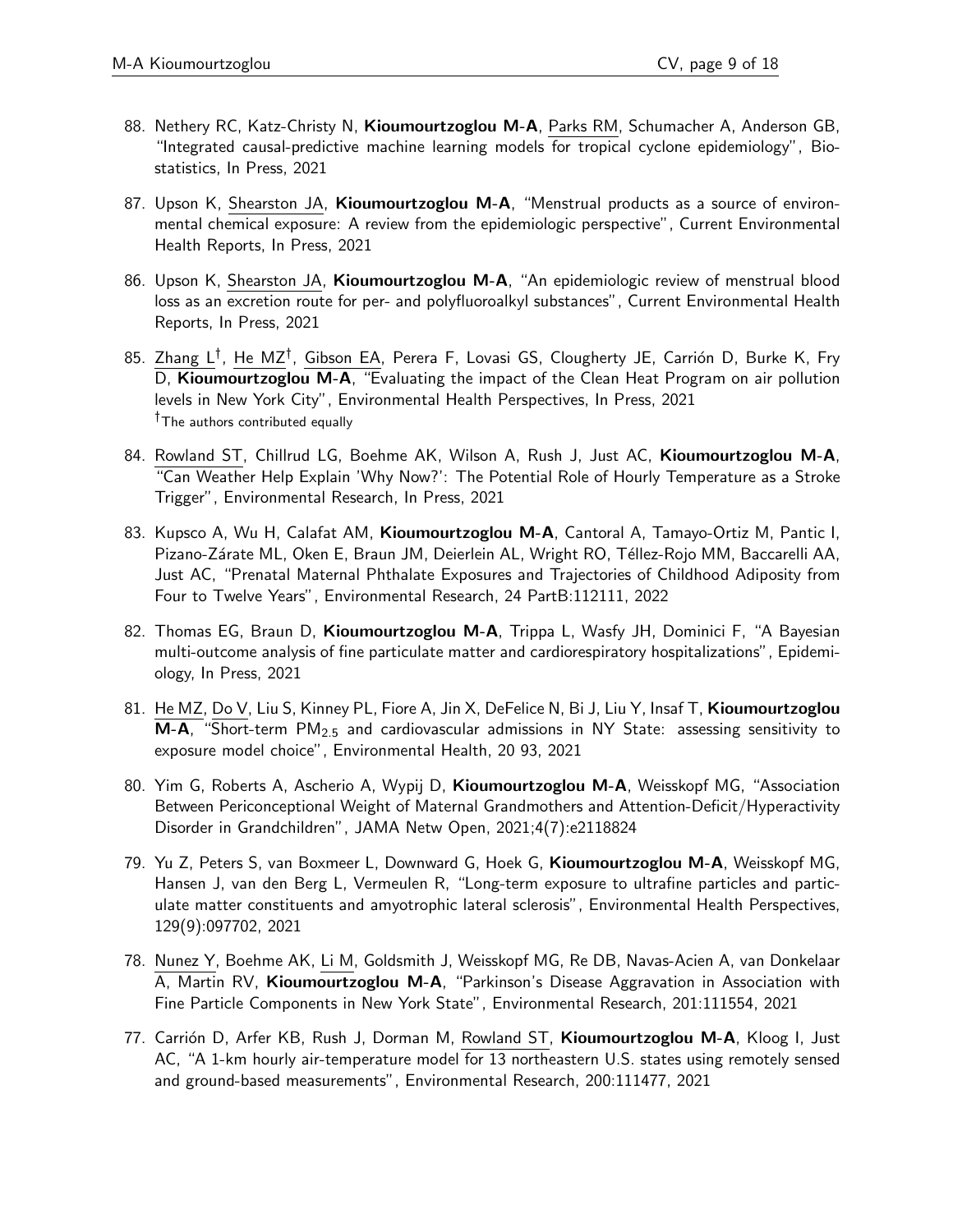88. Nethery RC, Katz-Christy N, **Kioumourtzoglou M-A**, Parks RM, Schumacher A, Anderson GB, "Integrated causal-predictive machine learning models for tropical cyclone epidemiology", Biostatistics, In Press, 2021

87. Upson K, Shearston JA, **Kioumourtzoglou M-A**, "Menstrual products as a source of environmental chemical exposure: A review from the epidemiologic perspective", Current Environmental Health Reports, In Press, 2021

86. Upson K, Shearston JA, **Kioumourtzoglou M-A**, "An epidemiologic review of menstrual blood loss as an excretion route for per- and polyfluoroalkyl substances", Current Environmental Health Reports, In Press, 2021

85. Zhang L[†], He MZ[†], Gibson EA, Perera F, Lovasi GS, Clougherty JE, Carrión D, Burke K, Fry D, **Kioumourtzoglou M-A**, "Evaluating the impact of the Clean Heat Program on air pollution levels in New York City", Environmental Health Perspectives, In Press, 2021
[†]The authors contributed equally

84. Rowland ST, Chillrud LG, Boehme AK, Wilson A, Rush J, Just AC, **Kioumourtzoglou M-A**, "Can Weather Help Explain 'Why Now?': The Potential Role of Hourly Temperature as a Stroke Trigger", Environmental Research, In Press, 2021

83. Kupsco A, Wu H, Calafat AM, **Kioumourtzoglou M-A**, Cantoral A, Tamayo-Ortiz M, Pantic I, Pizano-Zárate ML, Oken E, Braun JM, Deierlein AL, Wright RO, Téllez-Rojo MM, Baccarelli AA, Just AC, "Prenatal Maternal Phthalate Exposures and Trajectories of Childhood Adiposity from Four to Twelve Years", Environmental Research, 24 PartB:112111, 2022

82. Thomas EG, Braun D, **Kioumourtzoglou M-A**, Trippa L, Wasfy JH, Dominici F, "A Bayesian multi-outcome analysis of fine particulate matter and cardiorespiratory hospitalizations", Epidemiology, In Press, 2021

81. He MZ, Do V, Liu S, Kinney PL, Fiore A, Jin X, DeFelice N, Bi J, Liu Y, Insaf T, **Kioumourtzoglou M-A**, "Short-term $PM_{2.5}$ and cardiovascular admissions in NY State: assessing sensitivity to exposure model choice", Environmental Health, 20 93, 2021

80. Yim G, Roberts A, Ascherio A, Wypij D, **Kioumourtzoglou M-A**, Weisskopf MG, "Association Between Periconceptional Weight of Maternal Grandmothers and Attention-Deficit/Hyperactivity Disorder in Grandchildren", JAMA Netw Open, 2021;4(7):e2118824

79. Yu Z, Peters S, van Boxmeer L, Downward G, Hoek G, **Kioumourtzoglou M-A**, Weisskopf MG, Hansen J, van den Berg L, Vermeulen R, "Long-term exposure to ultrafine particles and particulate matter constituents and amyotrophic lateral sclerosis", Environmental Health Perspectives, 129(9):097702, 2021

78. Nunez Y, Boehme AK, Li M, Goldsmith J, Weisskopf MG, Re DB, Navas-Acien A, van Donkelaar A, Martin RV, **Kioumourtzoglou M-A**, "Parkinson's Disease Aggravation in Association with Fine Particle Components in New York State", Environmental Research, 201:111554, 2021

77. Carrión D, Arfer KB, Rush J, Dorman M, Rowland ST, **Kioumourtzoglou M-A**, Kloog I, Just AC, "A 1-km hourly air-temperature model for 13 northeastern U.S. states using remotely sensed and ground-based measurements", Environmental Research, 200:111477, 2021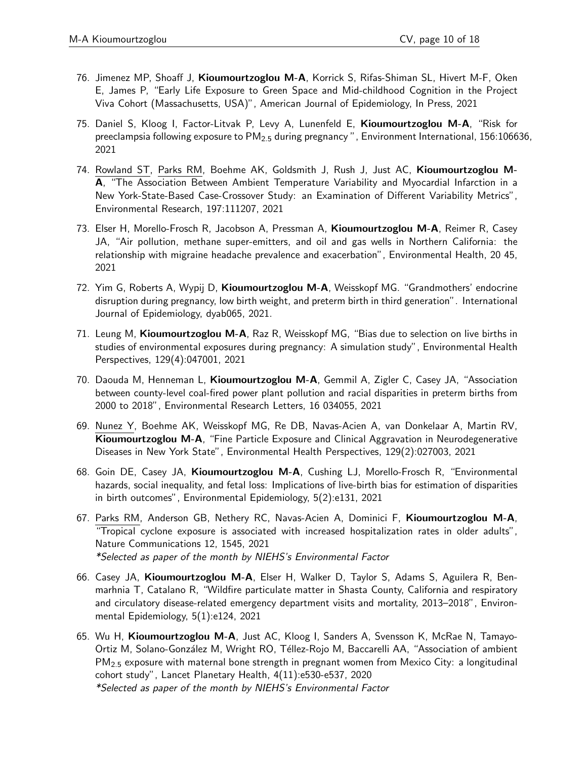76. Jimenez MP, Shoaff J, **Kioumourtzoglou M-A**, Korrick S, Rifas-Shiman SL, Hivert M-F, Oken E, James P, "Early Life Exposure to Green Space and Mid-childhood Cognition in the Project Viva Cohort (Massachusetts, USA)", American Journal of Epidemiology, In Press, 2021

75. Daniel S, Kloog I, Factor-Litvak P, Levy A, Lunenfeld E, **Kioumourtzoglou M-A**, "Risk for preeclampsia following exposure to $PM_{2.5}$ during pregnancy", Environment International, 156:106636, 2021

74. <u>Rowland ST</u>, <u>Parks RM</u>, Boehme AK, Goldsmith J, Rush J, Just AC, **Kioumourtzoglou M-A**, "The Association Between Ambient Temperature Variability and Myocardial Infarction in a New York-State-Based Case-Crossover Study: an Examination of Different Variability Metrics", Environmental Research, 197:111207, 2021

73. Elser H, Morello-Frosch R, Jacobson A, Pressman A, **Kioumourtzoglou M-A**, Reimer R, Casey JA, "Air pollution, methane super-emitters, and oil and gas wells in Northern California: the relationship with migraine headache prevalence and exacerbation", Environmental Health, 20 45, 2021

72. Yim G, Roberts A, Wypij D, **Kioumourtzoglou M-A**, Weisskopf MG. "Grandmothers' endocrine disruption during pregnancy, low birth weight, and preterm birth in third generation". International Journal of Epidemiology, dyab065, 2021.

71. Leung M, **Kioumourtzoglou M-A**, Raz R, Weisskopf MG, "Bias due to selection on live births in studies of environmental exposures during pregnancy: A simulation study", Environmental Health Perspectives, 129(4):047001, 2021

70. Daouda M, Henneman L, **Kioumourtzoglou M-A**, Gemmil A, Zigler C, Casey JA, "Association between county-level coal-fired power plant pollution and racial disparities in preterm births from 2000 to 2018", Environmental Research Letters, 16 034055, 2021

69. <u>Nunez Y</u>, Boehme AK, Weisskopf MG, Re DB, Navas-Acien A, van Donkelaar A, Martin RV, **Kioumourtzoglou M-A**, "Fine Particle Exposure and Clinical Aggravation in Neurodegenerative Diseases in New York State", Environmental Health Perspectives, 129(2):027003, 2021

68. Goin DE, Casey JA, **Kioumourtzoglou M-A**, Cushing LJ, Morello-Frosch R, "Environmental hazards, social inequality, and fetal loss: Implications of live-birth bias for estimation of disparities in birth outcomes", Environmental Epidemiology, 5(2):e131, 2021

67. <u>Parks RM</u>, Anderson GB, Nethery RC, Navas-Acien A, Dominici F, **Kioumourtzoglou M-A**, "Tropical cyclone exposure is associated with increased hospitalization rates in older adults", Nature Communications 12, 1545, 2021
*\*Selected as paper of the month by NIEHS's Environmental Factor*

66. Casey JA, **Kioumourtzoglou M-A**, Elser H, Walker D, Taylor S, Adams S, Aguilera R, Benmarhnia T, Catalano R, "Wildfire particulate matter in Shasta County, California and respiratory and circulatory disease-related emergency department visits and mortality, 2013–2018", Environmental Epidemiology, 5(1):e124, 2021

65. Wu H, **Kioumourtzoglou M-A**, Just AC, Kloog I, Sanders A, Svensson K, McRae N, Tamayo-Ortiz M, Solano-González M, Wright RO, Téllez-Rojo M, Baccarelli AA, "Association of ambient $PM_{2.5}$ exposure with maternal bone strength in pregnant women from Mexico City: a longitudinal cohort study", Lancet Planetary Health, 4(11):e530-e537, 2020
*\*Selected as paper of the month by NIEHS's Environmental Factor*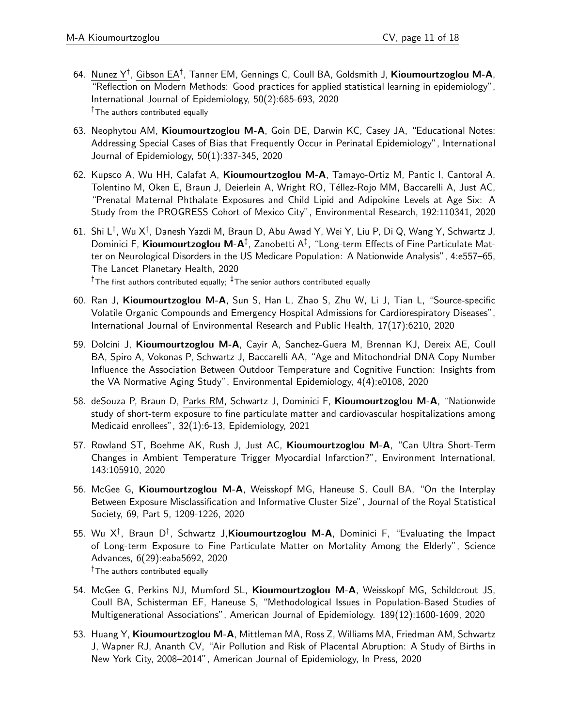64. Nunez Y†, Gibson EA†, Tanner EM, Gennings C, Coull BA, Goldsmith J, **Kioumourtzoglou M-A**, "Reflection on Modern Methods: Good practices for applied statistical learning in epidemiology", International Journal of Epidemiology, 50(2):685-693, 2020
   †The authors contributed equally

63. Neophytou AM, **Kioumourtzoglou M-A**, Goin DE, Darwin KC, Casey JA, "Educational Notes: Addressing Special Cases of Bias that Frequently Occur in Perinatal Epidemiology", International Journal of Epidemiology, 50(1):337-345, 2020

62. Kupsco A, Wu HH, Calafat A, **Kioumourtzoglou M-A**, Tamayo-Ortiz M, Pantic I, Cantoral A, Tolentino M, Oken E, Braun J, Deierlein A, Wright RO, Téllez-Rojo MM, Baccarelli A, Just AC, "Prenatal Maternal Phthalate Exposures and Child Lipid and Adipokine Levels at Age Six: A Study from the PROGRESS Cohort of Mexico City", Environmental Research, 192:110341, 2020

61. Shi L†, Wu X†, Danesh Yazdi M, Braun D, Abu Awad Y, Wei Y, Liu P, Di Q, Wang Y, Schwartz J, Dominici F, **Kioumourtzoglou M-A**‡, Zanobetti A‡, "Long-term Effects of Fine Particulate Matter on Neurological Disorders in the US Medicare Population: A Nationwide Analysis", 4:e557–65, The Lancet Planetary Health, 2020
   †The first authors contributed equally; ‡The senior authors contributed equally

60. Ran J, **Kioumourtzoglou M-A**, Sun S, Han L, Zhao S, Zhu W, Li J, Tian L, "Source-specific Volatile Organic Compounds and Emergency Hospital Admissions for Cardiorespiratory Diseases", International Journal of Environmental Research and Public Health, 17(17):6210, 2020

59. Dolcini J, **Kioumourtzoglou M-A**, Cayir A, Sanchez-Guera M, Brennan KJ, Dereix AE, Coull BA, Spiro A, Vokonas P, Schwartz J, Baccarelli AA, "Age and Mitochondrial DNA Copy Number Influence the Association Between Outdoor Temperature and Cognitive Function: Insights from the VA Normative Aging Study", Environmental Epidemiology, 4(4):e0108, 2020

58. deSouza P, Braun D, Parks RM, Schwartz J, Dominici F, **Kioumourtzoglou M-A**, "Nationwide study of short-term exposure to fine particulate matter and cardiovascular hospitalizations among Medicaid enrollees", 32(1):6-13, Epidemiology, 2021

57. Rowland ST, Boehme AK, Rush J, Just AC, **Kioumourtzoglou M-A**, "Can Ultra Short-Term Changes in Ambient Temperature Trigger Myocardial Infarction?", Environment International, 143:105910, 2020

56. McGee G, **Kioumourtzoglou M-A**, Weisskopf MG, Haneuse S, Coull BA, "On the Interplay Between Exposure Misclassification and Informative Cluster Size", Journal of the Royal Statistical Society, 69, Part 5, 1209-1226, 2020

55. Wu X†, Braun D†, Schwartz J, **Kioumourtzoglou M-A**, Dominici F, "Evaluating the Impact of Long-term Exposure to Fine Particulate Matter on Mortality Among the Elderly", Science Advances, 6(29):eaba5692, 2020
   †The authors contributed equally

54. McGee G, Perkins NJ, Mumford SL, **Kioumourtzoglou M-A**, Weisskopf MG, Schildcrout JS, Coull BA, Schisterman EF, Haneuse S, "Methodological Issues in Population-Based Studies of Multigenerational Associations", American Journal of Epidemiology. 189(12):1600-1609, 2020

53. Huang Y, **Kioumourtzoglou M-A**, Mittleman MA, Ross Z, Williams MA, Friedman AM, Schwartz J, Wapner RJ, Ananth CV, "Air Pollution and Risk of Placental Abruption: A Study of Births in New York City, 2008–2014", American Journal of Epidemiology, In Press, 2020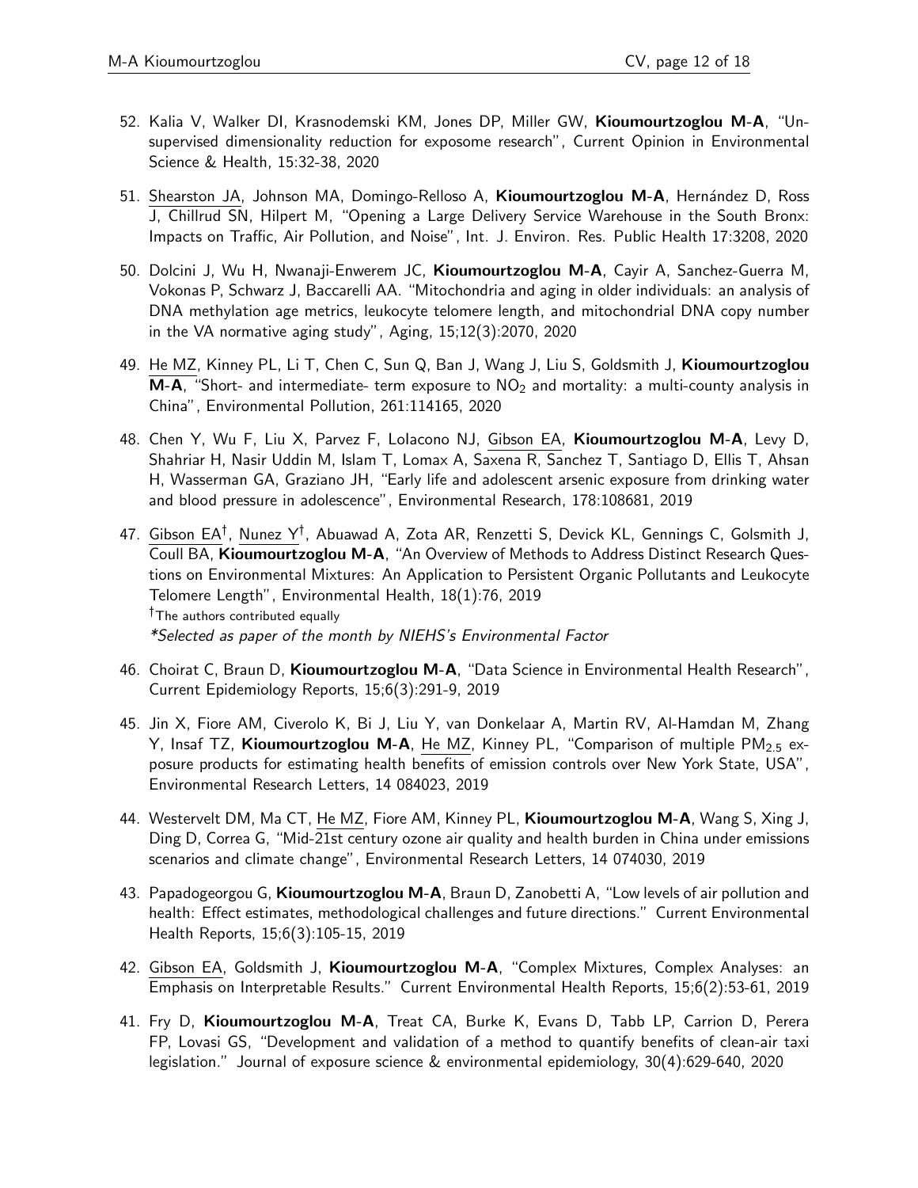52. Kalia V, Walker DI, Krasnodemski KM, Jones DP, Miller GW, **Kioumourtzoglou M-A**, "Unsupervised dimensionality reduction for exposome research", Current Opinion in Environmental Science & Health, 15:32-38, 2020

51. Shearston JA, Johnson MA, Domingo-Relloso A, **Kioumourtzoglou M-A**, Hernández D, Ross J, Chillrud SN, Hilpert M, "Opening a Large Delivery Service Warehouse in the South Bronx: Impacts on Traffic, Air Pollution, and Noise", Int. J. Environ. Res. Public Health 17:3208, 2020

50. Dolcini J, Wu H, Nwanaji-Enwerem JC, **Kioumourtzoglou M-A**, Cayir A, Sanchez-Guerra M, Vokonas P, Schwarz J, Baccarelli AA. "Mitochondria and aging in older individuals: an analysis of DNA methylation age metrics, leukocyte telomere length, and mitochondrial DNA copy number in the VA normative aging study", Aging, 15;12(3):2070, 2020

49. He MZ, Kinney PL, Li T, Chen C, Sun Q, Ban J, Wang J, Liu S, Goldsmith J, **Kioumourtzoglou M-A**, "Short- and intermediate- term exposure to $NO_2$ and mortality: a multi-county analysis in China", Environmental Pollution, 261:114165, 2020

48. Chen Y, Wu F, Liu X, Parvez F, LoIacono NJ, Gibson EA, **Kioumourtzoglou M-A**, Levy D, Shahriar H, Nasir Uddin M, Islam T, Lomax A, Saxena R, Sanchez T, Santiago D, Ellis T, Ahsan H, Wasserman GA, Graziano JH, "Early life and adolescent arsenic exposure from drinking water and blood pressure in adolescence", Environmental Research, 178:108681, 2019

47. Gibson EA[†], Nunez Y[†], Abuawad A, Zota AR, Renzetti S, Devick KL, Gennings C, Golsmith J, Coull BA, **Kioumourtzoglou M-A**, "An Overview of Methods to Address Distinct Research Questions on Environmental Mixtures: An Application to Persistent Organic Pollutants and Leukocyte Telomere Length", Environmental Health, 18(1):76, 2019
[†]The authors contributed equally
*\*Selected as paper of the month by NIEHS's Environmental Factor*

46. Choirat C, Braun D, **Kioumourtzoglou M-A**, "Data Science in Environmental Health Research", Current Epidemiology Reports, 15;6(3):291-9, 2019

45. Jin X, Fiore AM, Civerolo K, Bi J, Liu Y, van Donkelaar A, Martin RV, Al-Hamdan M, Zhang Y, Insaf TZ, **Kioumourtzoglou M-A**, He MZ, Kinney PL, "Comparison of multiple $PM_{2.5}$ exposure products for estimating health benefits of emission controls over New York State, USA", Environmental Research Letters, 14 084023, 2019

44. Westervelt DM, Ma CT, He MZ, Fiore AM, Kinney PL, **Kioumourtzoglou M-A**, Wang S, Xing J, Ding D, Correa G, "Mid-21st century ozone air quality and health burden in China under emissions scenarios and climate change", Environmental Research Letters, 14 074030, 2019

43. Papadogeorgou G, **Kioumourtzoglou M-A**, Braun D, Zanobetti A, "Low levels of air pollution and health: Effect estimates, methodological challenges and future directions." Current Environmental Health Reports, 15;6(3):105-15, 2019

42. Gibson EA, Goldsmith J, **Kioumourtzoglou M-A**, "Complex Mixtures, Complex Analyses: an Emphasis on Interpretable Results." Current Environmental Health Reports, 15;6(2):53-61, 2019

41. Fry D, **Kioumourtzoglou M-A**, Treat CA, Burke K, Evans D, Tabb LP, Carrion D, Perera FP, Lovasi GS, "Development and validation of a method to quantify benefits of clean-air taxi legislation." Journal of exposure science & environmental epidemiology, 30(4):629-640, 2020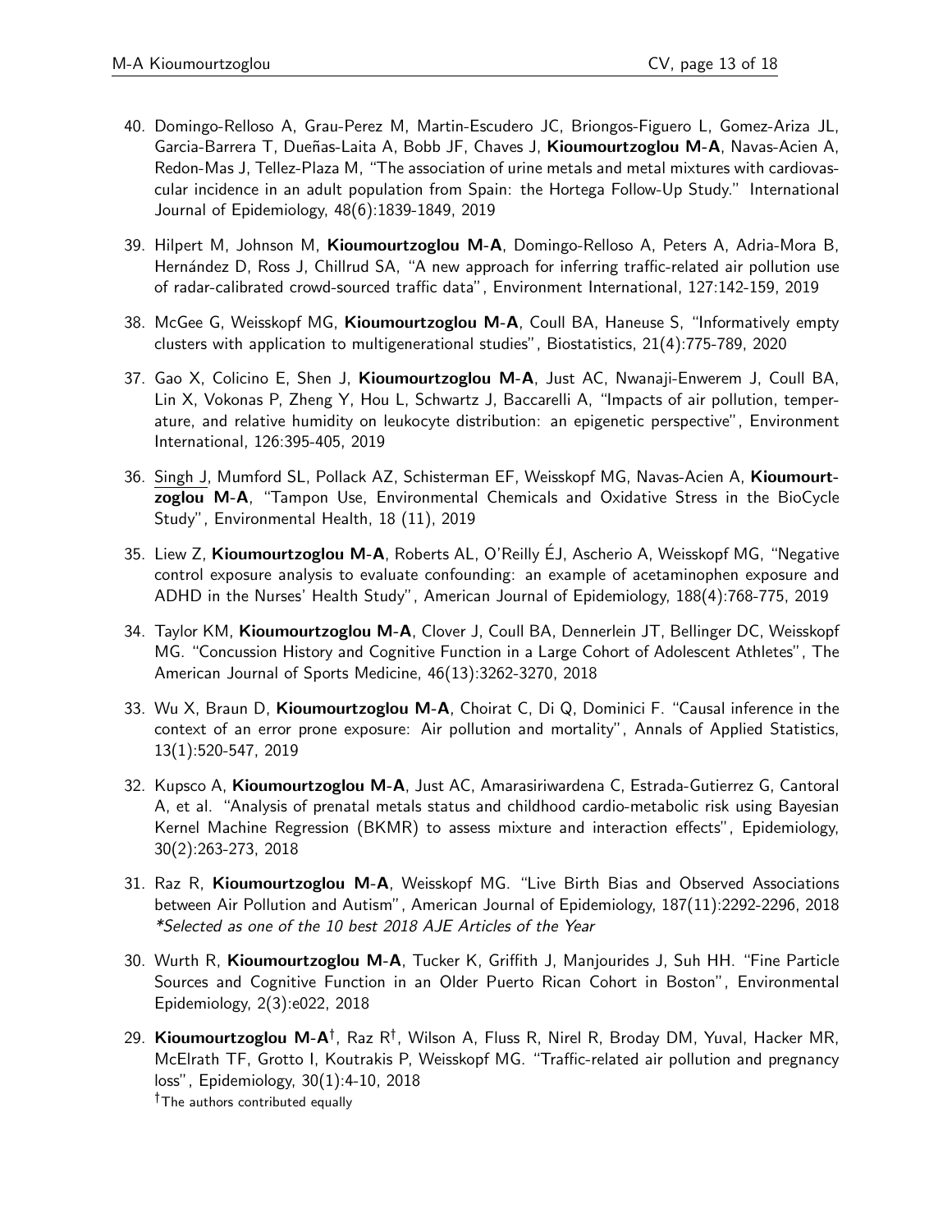40. Domingo-Relloso A, Grau-Perez M, Martin-Escudero JC, Briongos-Figuero L, Gomez-Ariza JL, Garcia-Barrera T, Dueñas-Laita A, Bobb JF, Chaves J, **Kioumourtzoglou M-A**, Navas-Acien A, Redon-Mas J, Tellez-Plaza M, "The association of urine metals and metal mixtures with cardiovascular incidence in an adult population from Spain: the Hortega Follow-Up Study." International Journal of Epidemiology, 48(6):1839-1849, 2019

39. Hilpert M, Johnson M, **Kioumourtzoglou M-A**, Domingo-Relloso A, Peters A, Adria-Mora B, Hernández D, Ross J, Chillrud SA, "A new approach for inferring traffic-related air pollution use of radar-calibrated crowd-sourced traffic data", Environment International, 127:142-159, 2019

38. McGee G, Weisskopf MG, **Kioumourtzoglou M-A**, Coull BA, Haneuse S, "Informatively empty clusters with application to multigenerational studies", Biostatistics, 21(4):775-789, 2020

37. Gao X, Colicino E, Shen J, **Kioumourtzoglou M-A**, Just AC, Nwanaji-Enwerem J, Coull BA, Lin X, Vokonas P, Zheng Y, Hou L, Schwartz J, Baccarelli A, "Impacts of air pollution, temperature, and relative humidity on leukocyte distribution: an epigenetic perspective", Environment International, 126:395-405, 2019

36. Singh J, Mumford SL, Pollack AZ, Schisterman EF, Weisskopf MG, Navas-Acien A, **Kioumourtzoglou M-A**, "Tampon Use, Environmental Chemicals and Oxidative Stress in the BioCycle Study", Environmental Health, 18 (11), 2019

35. Liew Z, **Kioumourtzoglou M-A**, Roberts AL, O'Reilly ÉJ, Ascherio A, Weisskopf MG, "Negative control exposure analysis to evaluate confounding: an example of acetaminophen exposure and ADHD in the Nurses' Health Study", American Journal of Epidemiology, 188(4):768-775, 2019

34. Taylor KM, **Kioumourtzoglou M-A**, Clover J, Coull BA, Dennerlein JT, Bellinger DC, Weisskopf MG. "Concussion History and Cognitive Function in a Large Cohort of Adolescent Athletes", The American Journal of Sports Medicine, 46(13):3262-3270, 2018

33. Wu X, Braun D, **Kioumourtzoglou M-A**, Choirat C, Di Q, Dominici F. "Causal inference in the context of an error prone exposure: Air pollution and mortality", Annals of Applied Statistics, 13(1):520-547, 2019

32. Kupsco A, **Kioumourtzoglou M-A**, Just AC, Amarasiriwardena C, Estrada-Gutierrez G, Cantoral A, et al. "Analysis of prenatal metals status and childhood cardio-metabolic risk using Bayesian Kernel Machine Regression (BKMR) to assess mixture and interaction effects", Epidemiology, 30(2):263-273, 2018

31. Raz R, **Kioumourtzoglou M-A**, Weisskopf MG. "Live Birth Bias and Observed Associations between Air Pollution and Autism", American Journal of Epidemiology, 187(11):2292-2296, 2018
*\*Selected as one of the 10 best 2018 AJE Articles of the Year*

30. Wurth R, **Kioumourtzoglou M-A**, Tucker K, Griffith J, Manjourides J, Suh HH. "Fine Particle Sources and Cognitive Function in an Older Puerto Rican Cohort in Boston", Environmental Epidemiology, 2(3):e022, 2018

29. **Kioumourtzoglou M-A**[†], Raz R[†], Wilson A, Fluss R, Nirel R, Broday DM, Yuval, Hacker MR, McElrath TF, Grotto I, Koutrakis P, Weisskopf MG. "Traffic-related air pollution and pregnancy loss", Epidemiology, 30(1):4-10, 2018
[†]The authors contributed equally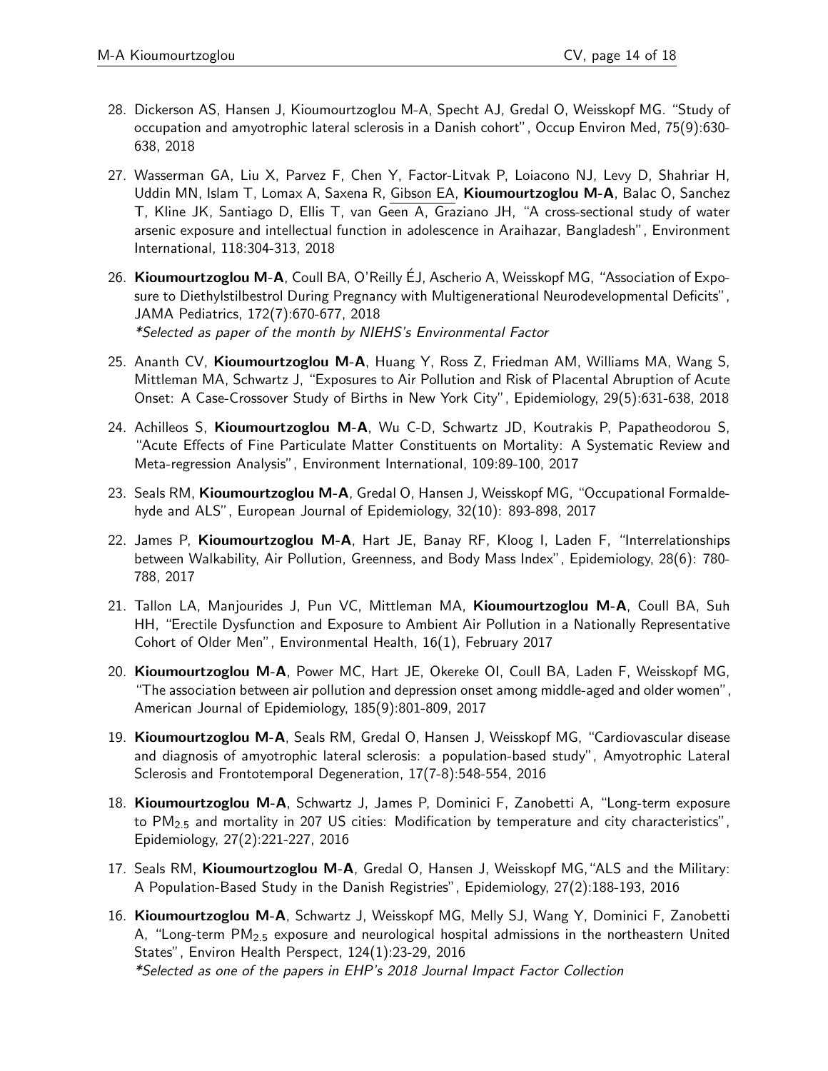28. Dickerson AS, Hansen J, Kioumourtzoglou M-A, Specht AJ, Gredal O, Weisskopf MG. "Study of occupation and amyotrophic lateral sclerosis in a Danish cohort", Occup Environ Med, 75(9):630-638, 2018

27. Wasserman GA, Liu X, Parvez F, Chen Y, Factor-Litvak P, Loiacono NJ, Levy D, Shahriar H, Uddin MN, Islam T, Lomax A, Saxena R, Gibson EA, **Kioumourtzoglou M-A**, Balac O, Sanchez T, Kline JK, Santiago D, Ellis T, van Geen A, Graziano JH, "A cross-sectional study of water arsenic exposure and intellectual function in adolescence in Araihazar, Bangladesh", Environment International, 118:304-313, 2018

26. **Kioumourtzoglou M-A**, Coull BA, O'Reilly ÉJ, Ascherio A, Weisskopf MG, "Association of Exposure to Diethylstilbestrol During Pregnancy with Multigenerational Neurodevelopmental Deficits", JAMA Pediatrics, 172(7):670-677, 2018
*\*Selected as paper of the month by NIEHS's Environmental Factor*

25. Ananth CV, **Kioumourtzoglou M-A**, Huang Y, Ross Z, Friedman AM, Williams MA, Wang S, Mittleman MA, Schwartz J, "Exposures to Air Pollution and Risk of Placental Abruption of Acute Onset: A Case-Crossover Study of Births in New York City", Epidemiology, 29(5):631-638, 2018

24. Achilleos S, **Kioumourtzoglou M-A**, Wu C-D, Schwartz JD, Koutrakis P, Papatheodorou S, "Acute Effects of Fine Particulate Matter Constituents on Mortality: A Systematic Review and Meta-regression Analysis", Environment International, 109:89-100, 2017

23. Seals RM, **Kioumourtzoglou M-A**, Gredal O, Hansen J, Weisskopf MG, "Occupational Formaldehyde and ALS", European Journal of Epidemiology, 32(10): 893-898, 2017

22. James P, **Kioumourtzoglou M-A**, Hart JE, Banay RF, Kloog I, Laden F, "Interrelationships between Walkability, Air Pollution, Greenness, and Body Mass Index", Epidemiology, 28(6): 780-788, 2017

21. Tallon LA, Manjourides J, Pun VC, Mittleman MA, **Kioumourtzoglou M-A**, Coull BA, Suh HH, "Erectile Dysfunction and Exposure to Ambient Air Pollution in a Nationally Representative Cohort of Older Men", Environmental Health, 16(1), February 2017

20. **Kioumourtzoglou M-A**, Power MC, Hart JE, Okereke OI, Coull BA, Laden F, Weisskopf MG, "The association between air pollution and depression onset among middle-aged and older women", American Journal of Epidemiology, 185(9):801-809, 2017

19. **Kioumourtzoglou M-A**, Seals RM, Gredal O, Hansen J, Weisskopf MG, "Cardiovascular disease and diagnosis of amyotrophic lateral sclerosis: a population-based study", Amyotrophic Lateral Sclerosis and Frontotemporal Degeneration, 17(7-8):548-554, 2016

18. **Kioumourtzoglou M-A**, Schwartz J, James P, Dominici F, Zanobetti A, "Long-term exposure to $PM_{2.5}$ and mortality in 207 US cities: Modification by temperature and city characteristics", Epidemiology, 27(2):221-227, 2016

17. Seals RM, **Kioumourtzoglou M-A**, Gredal O, Hansen J, Weisskopf MG,"ALS and the Military: A Population-Based Study in the Danish Registries", Epidemiology, 27(2):188-193, 2016

16. **Kioumourtzoglou M-A**, Schwartz J, Weisskopf MG, Melly SJ, Wang Y, Dominici F, Zanobetti A, "Long-term $PM_{2.5}$ exposure and neurological hospital admissions in the northeastern United States", Environ Health Perspect, 124(1):23-29, 2016
*\*Selected as one of the papers in EHP's 2018 Journal Impact Factor Collection*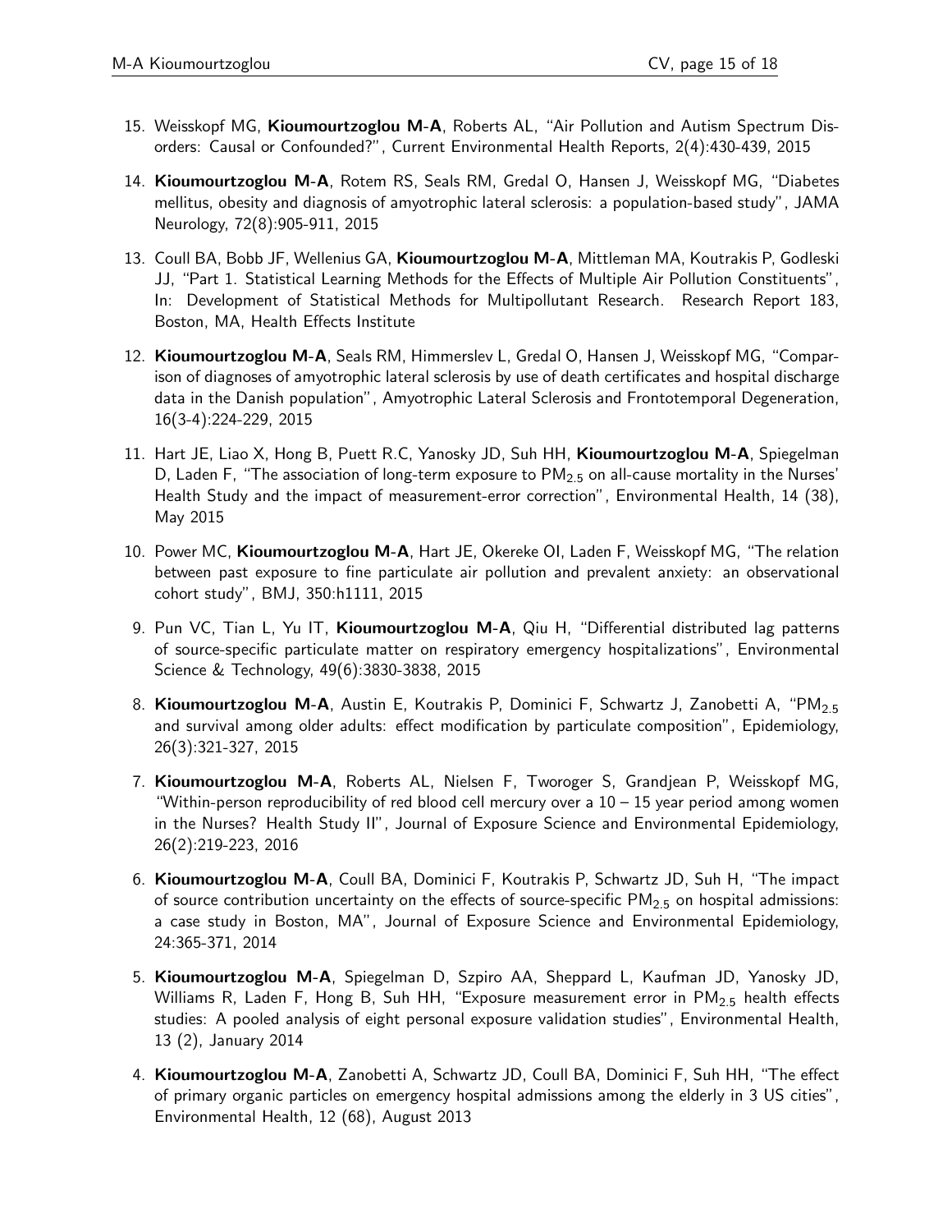15. Weisskopf MG, **Kioumourtzoglou M-A**, Roberts AL, "Air Pollution and Autism Spectrum Disorders: Causal or Confounded?", Current Environmental Health Reports, 2(4):430-439, 2015

14. **Kioumourtzoglou M-A**, Rotem RS, Seals RM, Gredal O, Hansen J, Weisskopf MG, "Diabetes mellitus, obesity and diagnosis of amyotrophic lateral sclerosis: a population-based study", JAMA Neurology, 72(8):905-911, 2015

13. Coull BA, Bobb JF, Wellenius GA, **Kioumourtzoglou M-A**, Mittleman MA, Koutrakis P, Godleski JJ, "Part 1. Statistical Learning Methods for the Effects of Multiple Air Pollution Constituents", In: Development of Statistical Methods for Multipollutant Research. Research Report 183, Boston, MA, Health Effects Institute

12. **Kioumourtzoglou M-A**, Seals RM, Himmerslev L, Gredal O, Hansen J, Weisskopf MG, "Comparison of diagnoses of amyotrophic lateral sclerosis by use of death certificates and hospital discharge data in the Danish population", Amyotrophic Lateral Sclerosis and Frontotemporal Degeneration, 16(3-4):224-229, 2015

11. Hart JE, Liao X, Hong B, Puett R.C, Yanosky JD, Suh HH, **Kioumourtzoglou M-A**, Spiegelman D, Laden F, "The association of long-term exposure to $PM_{2.5}$ on all-cause mortality in the Nurses' Health Study and the impact of measurement-error correction", Environmental Health, 14 (38), May 2015

10. Power MC, **Kioumourtzoglou M-A**, Hart JE, Okereke OI, Laden F, Weisskopf MG, "The relation between past exposure to fine particulate air pollution and prevalent anxiety: an observational cohort study", BMJ, 350:h1111, 2015

9. Pun VC, Tian L, Yu IT, **Kioumourtzoglou M-A**, Qiu H, "Differential distributed lag patterns of source-specific particulate matter on respiratory emergency hospitalizations", Environmental Science & Technology, 49(6):3830-3838, 2015

8. **Kioumourtzoglou M-A**, Austin E, Koutrakis P, Dominici F, Schwartz J, Zanobetti A, "$PM_{2.5}$ and survival among older adults: effect modification by particulate composition", Epidemiology, 26(3):321-327, 2015

7. **Kioumourtzoglou M-A**, Roberts AL, Nielsen F, Tworoger S, Grandjean P, Weisskopf MG, "Within-person reproducibility of red blood cell mercury over a 10 – 15 year period among women in the Nurses? Health Study II", Journal of Exposure Science and Environmental Epidemiology, 26(2):219-223, 2016

6. **Kioumourtzoglou M-A**, Coull BA, Dominici F, Koutrakis P, Schwartz JD, Suh H, "The impact of source contribution uncertainty on the effects of source-specific $PM_{2.5}$ on hospital admissions: a case study in Boston, MA", Journal of Exposure Science and Environmental Epidemiology, 24:365-371, 2014

5. **Kioumourtzoglou M-A**, Spiegelman D, Szpiro AA, Sheppard L, Kaufman JD, Yanosky JD, Williams R, Laden F, Hong B, Suh HH, "Exposure measurement error in $PM_{2.5}$ health effects studies: A pooled analysis of eight personal exposure validation studies", Environmental Health, 13 (2), January 2014

4. **Kioumourtzoglou M-A**, Zanobetti A, Schwartz JD, Coull BA, Dominici F, Suh HH, "The effect of primary organic particles on emergency hospital admissions among the elderly in 3 US cities", Environmental Health, 12 (68), August 2013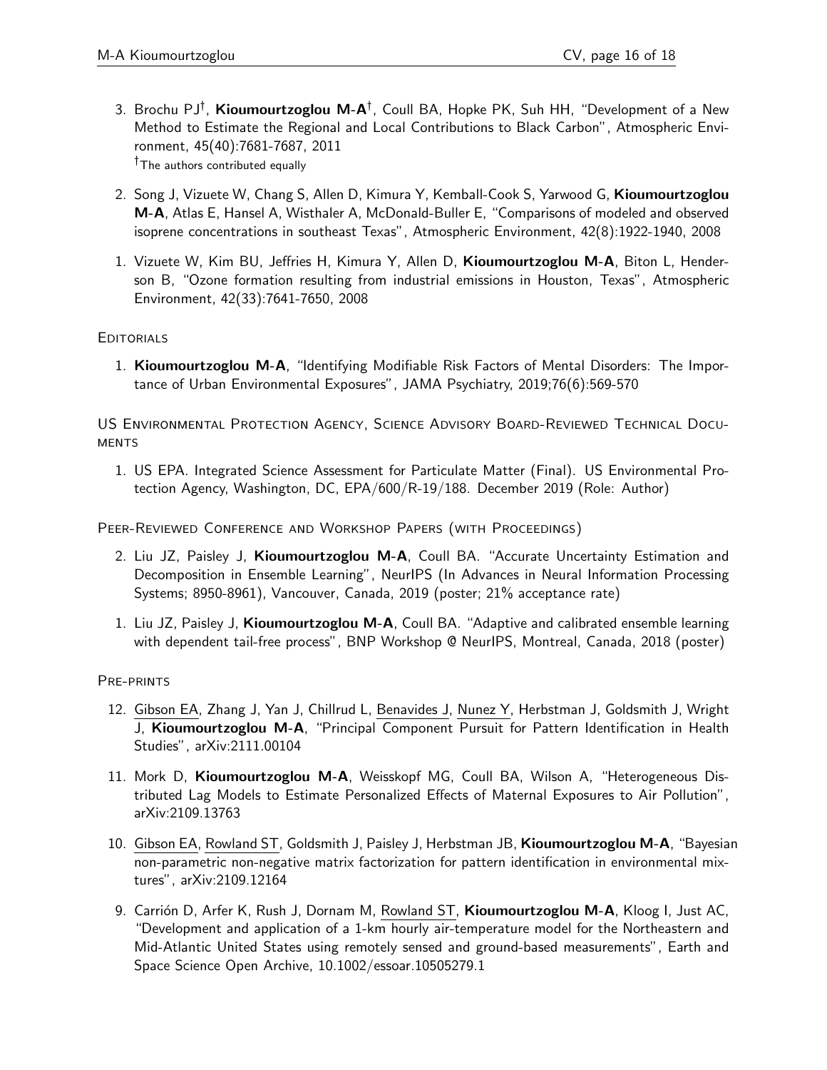3. Brochu PJ[†], **Kioumourtzoglou M-A**[†], Coull BA, Hopke PK, Suh HH, "Development of a New Method to Estimate the Regional and Local Contributions to Black Carbon", Atmospheric Environment, 45(40):7681-7687, 2011
   [†]The authors contributed equally

2. Song J, Vizuete W, Chang S, Allen D, Kimura Y, Kemball-Cook S, Yarwood G, **Kioumourtzoglou M-A**, Atlas E, Hansel A, Wisthaler A, McDonald-Buller E, "Comparisons of modeled and observed isoprene concentrations in southeast Texas", Atmospheric Environment, 42(8):1922-1940, 2008

1. Vizuete W, Kim BU, Jeffries H, Kimura Y, Allen D, **Kioumourtzoglou M-A**, Biton L, Henderson B, "Ozone formation resulting from industrial emissions in Houston, Texas", Atmospheric Environment, 42(33):7641-7650, 2008

### Editorials

1. **Kioumourtzoglou M-A**, "Identifying Modifiable Risk Factors of Mental Disorders: The Importance of Urban Environmental Exposures", JAMA Psychiatry, 2019;76(6):569-570

### US Environmental Protection Agency, Science Advisory Board-Reviewed Technical Documents

1. US EPA. Integrated Science Assessment for Particulate Matter (Final). US Environmental Protection Agency, Washington, DC, EPA/600/R-19/188. December 2019 (Role: Author)

### Peer-Reviewed Conference and Workshop Papers (with Proceedings)

2. Liu JZ, Paisley J, **Kioumourtzoglou M-A**, Coull BA. "Accurate Uncertainty Estimation and Decomposition in Ensemble Learning", NeurIPS (In Advances in Neural Information Processing Systems; 8950-8961), Vancouver, Canada, 2019 (poster; 21% acceptance rate)

1. Liu JZ, Paisley J, **Kioumourtzoglou M-A**, Coull BA. "Adaptive and calibrated ensemble learning with dependent tail-free process", BNP Workshop @ NeurIPS, Montreal, Canada, 2018 (poster)

### Pre-prints

12. Gibson EA, Zhang J, Yan J, Chillrud L, Benavides J, Nunez Y, Herbstman J, Goldsmith J, Wright J, **Kioumourtzoglou M-A**, "Principal Component Pursuit for Pattern Identification in Health Studies", arXiv:2111.00104

11. Mork D, **Kioumourtzoglou M-A**, Weisskopf MG, Coull BA, Wilson A, "Heterogeneous Distributed Lag Models to Estimate Personalized Effects of Maternal Exposures to Air Pollution", arXiv:2109.13763

10. Gibson EA, Rowland ST, Goldsmith J, Paisley J, Herbstman JB, **Kioumourtzoglou M-A**, "Bayesian non-parametric non-negative matrix factorization for pattern identification in environmental mixtures", arXiv:2109.12164

9. Carrión D, Arfer K, Rush J, Dornam M, Rowland ST, **Kioumourtzoglou M-A**, Kloog I, Just AC, "Development and application of a 1-km hourly air-temperature model for the Northeastern and Mid-Atlantic United States using remotely sensed and ground-based measurements", Earth and Space Science Open Archive, 10.1002/essoar.10505279.1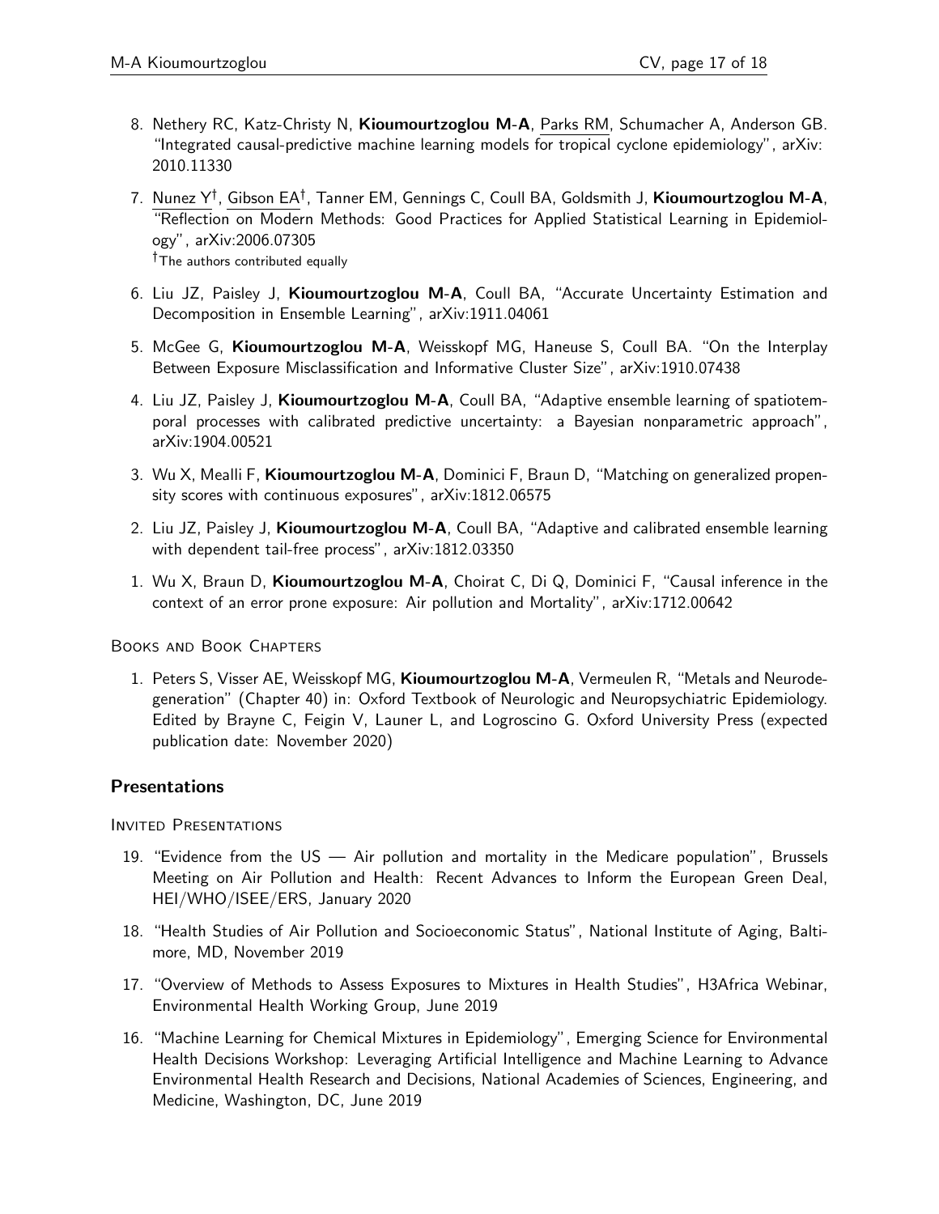8. Nethery RC, Katz-Christy N, **Kioumourtzoglou M-A**, Parks RM, Schumacher A, Anderson GB. "Integrated causal-predictive machine learning models for tropical cyclone epidemiology", arXiv: 2010.11330

7. Nunez Y†, Gibson EA†, Tanner EM, Gennings C, Coull BA, Goldsmith J, **Kioumourtzoglou M-A**, "Reflection on Modern Methods: Good Practices for Applied Statistical Learning in Epidemiology", arXiv:2006.07305
   †The authors contributed equally

6. Liu JZ, Paisley J, **Kioumourtzoglou M-A**, Coull BA, "Accurate Uncertainty Estimation and Decomposition in Ensemble Learning", arXiv:1911.04061

5. McGee G, **Kioumourtzoglou M-A**, Weisskopf MG, Haneuse S, Coull BA. "On the Interplay Between Exposure Misclassification and Informative Cluster Size", arXiv:1910.07438

4. Liu JZ, Paisley J, **Kioumourtzoglou M-A**, Coull BA, "Adaptive ensemble learning of spatiotemporal processes with calibrated predictive uncertainty: a Bayesian nonparametric approach", arXiv:1904.00521

3. Wu X, Mealli F, **Kioumourtzoglou M-A**, Dominici F, Braun D, "Matching on generalized propensity scores with continuous exposures", arXiv:1812.06575

2. Liu JZ, Paisley J, **Kioumourtzoglou M-A**, Coull BA, "Adaptive and calibrated ensemble learning with dependent tail-free process", arXiv:1812.03350

1. Wu X, Braun D, **Kioumourtzoglou M-A**, Choirat C, Di Q, Dominici F, "Causal inference in the context of an error prone exposure: Air pollution and Mortality", arXiv:1712.00642

#### Books and Book Chapters

1. Peters S, Visser AE, Weisskopf MG, **Kioumourtzoglou M-A**, Vermeulen R, "Metals and Neurodegeneration" (Chapter 40) in: Oxford Textbook of Neurologic and Neuropsychiatric Epidemiology. Edited by Brayne C, Feigin V, Launer L, and Logroscino G. Oxford University Press (expected publication date: November 2020)

## Presentations

#### Invited Presentations

19. "Evidence from the US — Air pollution and mortality in the Medicare population", Brussels Meeting on Air Pollution and Health: Recent Advances to Inform the European Green Deal, HEI/WHO/ISEE/ERS, January 2020

18. "Health Studies of Air Pollution and Socioeconomic Status", National Institute of Aging, Baltimore, MD, November 2019

17. "Overview of Methods to Assess Exposures to Mixtures in Health Studies", H3Africa Webinar, Environmental Health Working Group, June 2019

16. "Machine Learning for Chemical Mixtures in Epidemiology", Emerging Science for Environmental Health Decisions Workshop: Leveraging Artificial Intelligence and Machine Learning to Advance Environmental Health Research and Decisions, National Academies of Sciences, Engineering, and Medicine, Washington, DC, June 2019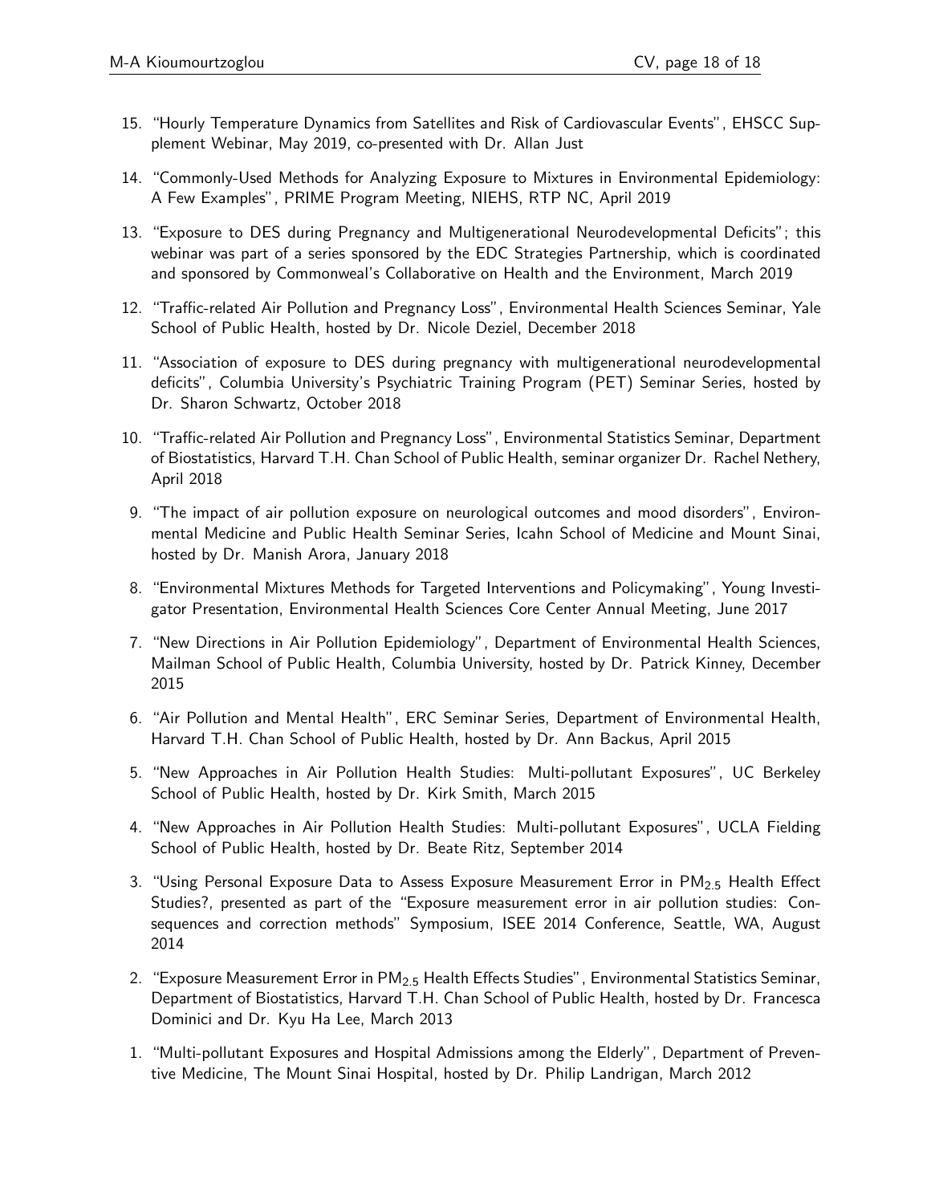15. "Hourly Temperature Dynamics from Satellites and Risk of Cardiovascular Events", EHSCC Supplement Webinar, May 2019, co-presented with Dr. Allan Just

14. "Commonly-Used Methods for Analyzing Exposure to Mixtures in Environmental Epidemiology: A Few Examples", PRIME Program Meeting, NIEHS, RTP NC, April 2019

13. "Exposure to DES during Pregnancy and Multigenerational Neurodevelopmental Deficits"; this webinar was part of a series sponsored by the EDC Strategies Partnership, which is coordinated and sponsored by Commonweal's Collaborative on Health and the Environment, March 2019

12. "Traffic-related Air Pollution and Pregnancy Loss", Environmental Health Sciences Seminar, Yale School of Public Health, hosted by Dr. Nicole Deziel, December 2018

11. "Association of exposure to DES during pregnancy with multigenerational neurodevelopmental deficits", Columbia University's Psychiatric Training Program (PET) Seminar Series, hosted by Dr. Sharon Schwartz, October 2018

10. "Traffic-related Air Pollution and Pregnancy Loss", Environmental Statistics Seminar, Department of Biostatistics, Harvard T.H. Chan School of Public Health, seminar organizer Dr. Rachel Nethery, April 2018

9. "The impact of air pollution exposure on neurological outcomes and mood disorders", Environmental Medicine and Public Health Seminar Series, Icahn School of Medicine and Mount Sinai, hosted by Dr. Manish Arora, January 2018

8. "Environmental Mixtures Methods for Targeted Interventions and Policymaking", Young Investigator Presentation, Environmental Health Sciences Core Center Annual Meeting, June 2017

7. "New Directions in Air Pollution Epidemiology", Department of Environmental Health Sciences, Mailman School of Public Health, Columbia University, hosted by Dr. Patrick Kinney, December 2015

6. "Air Pollution and Mental Health", ERC Seminar Series, Department of Environmental Health, Harvard T.H. Chan School of Public Health, hosted by Dr. Ann Backus, April 2015

5. "New Approaches in Air Pollution Health Studies: Multi-pollutant Exposures", UC Berkeley School of Public Health, hosted by Dr. Kirk Smith, March 2015

4. "New Approaches in Air Pollution Health Studies: Multi-pollutant Exposures", UCLA Fielding School of Public Health, hosted by Dr. Beate Ritz, September 2014

3. "Using Personal Exposure Data to Assess Exposure Measurement Error in $PM_{2.5}$ Health Effect Studies?, presented as part of the "Exposure measurement error in air pollution studies: Consequences and correction methods" Symposium, ISEE 2014 Conference, Seattle, WA, August 2014

2. "Exposure Measurement Error in $PM_{2.5}$ Health Effects Studies", Environmental Statistics Seminar, Department of Biostatistics, Harvard T.H. Chan School of Public Health, hosted by Dr. Francesca Dominici and Dr. Kyu Ha Lee, March 2013

1. "Multi-pollutant Exposures and Hospital Admissions among the Elderly", Department of Preventive Medicine, The Mount Sinai Hospital, hosted by Dr. Philip Landrigan, March 2012